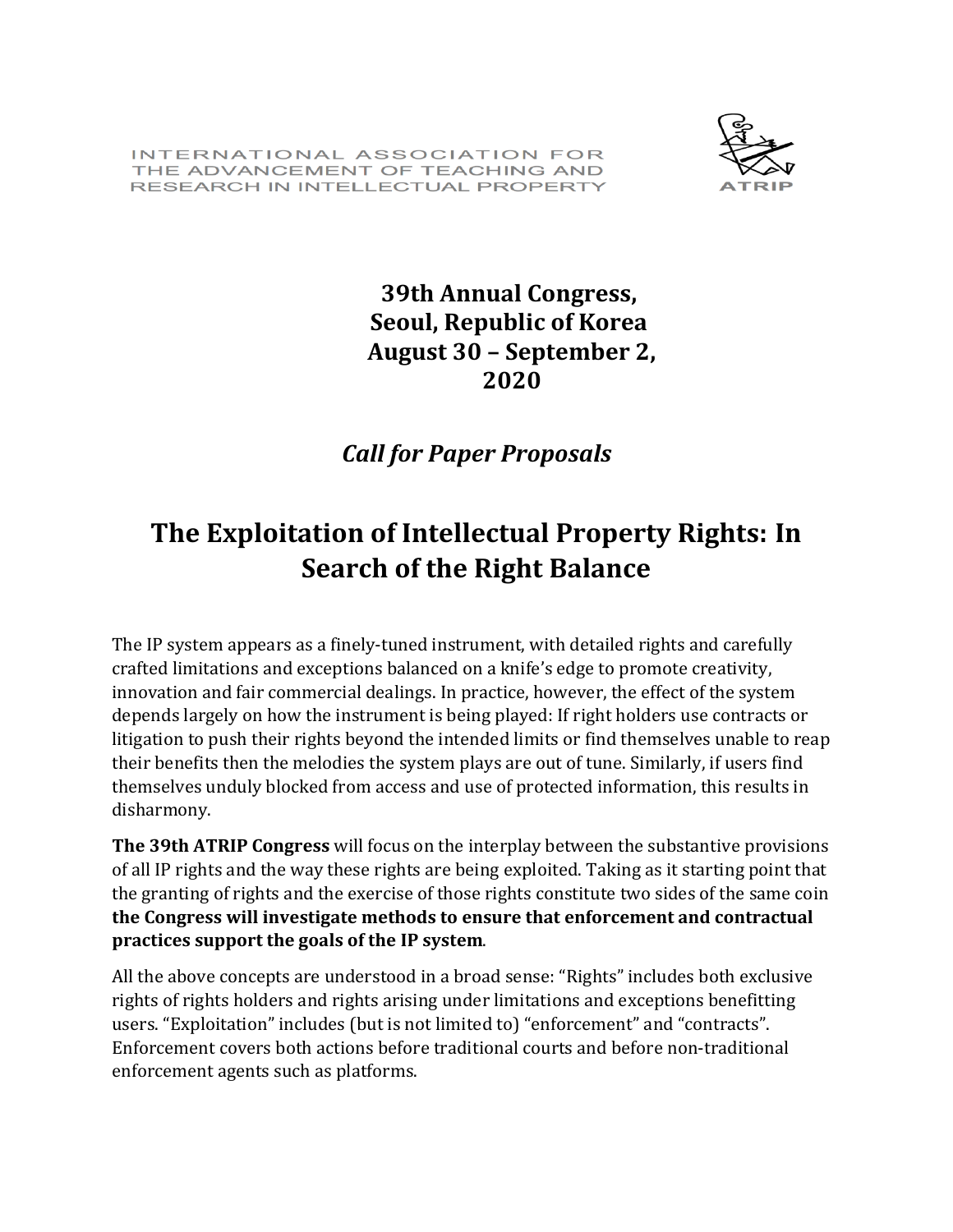INTERNATIONAL ASSOCIATION FOR THE ADVANCEMENT OF TEACHING AND RESEARCH IN INTELLECTUAL PROPERTY

ATRIP

**39th Annual Congress,**
**Seoul, Republic of Korea**
**August 30 – September 2, 2020**

***Call for Paper Proposals***

# The Exploitation of Intellectual Property Rights: In Search of the Right Balance

The IP system appears as a finely-tuned instrument, with detailed rights and carefully crafted limitations and exceptions balanced on a knife's edge to promote creativity, innovation and fair commercial dealings. In practice, however, the effect of the system depends largely on how the instrument is being played: If right holders use contracts or litigation to push their rights beyond the intended limits or find themselves unable to reap their benefits then the melodies the system plays are out of tune. Similarly, if users find themselves unduly blocked from access and use of protected information, this results in disharmony.

**The 39th ATRIP Congress** will focus on the interplay between the substantive provisions of all IP rights and the way these rights are being exploited. Taking as it starting point that the granting of rights and the exercise of those rights constitute two sides of the same coin **the Congress will investigate methods to ensure that enforcement and contractual practices support the goals of the IP system**.

All the above concepts are understood in a broad sense: "Rights" includes both exclusive rights of rights holders and rights arising under limitations and exceptions benefitting users. "Exploitation" includes (but is not limited to) "enforcement" and "contracts". Enforcement covers both actions before traditional courts and before non-traditional enforcement agents such as platforms.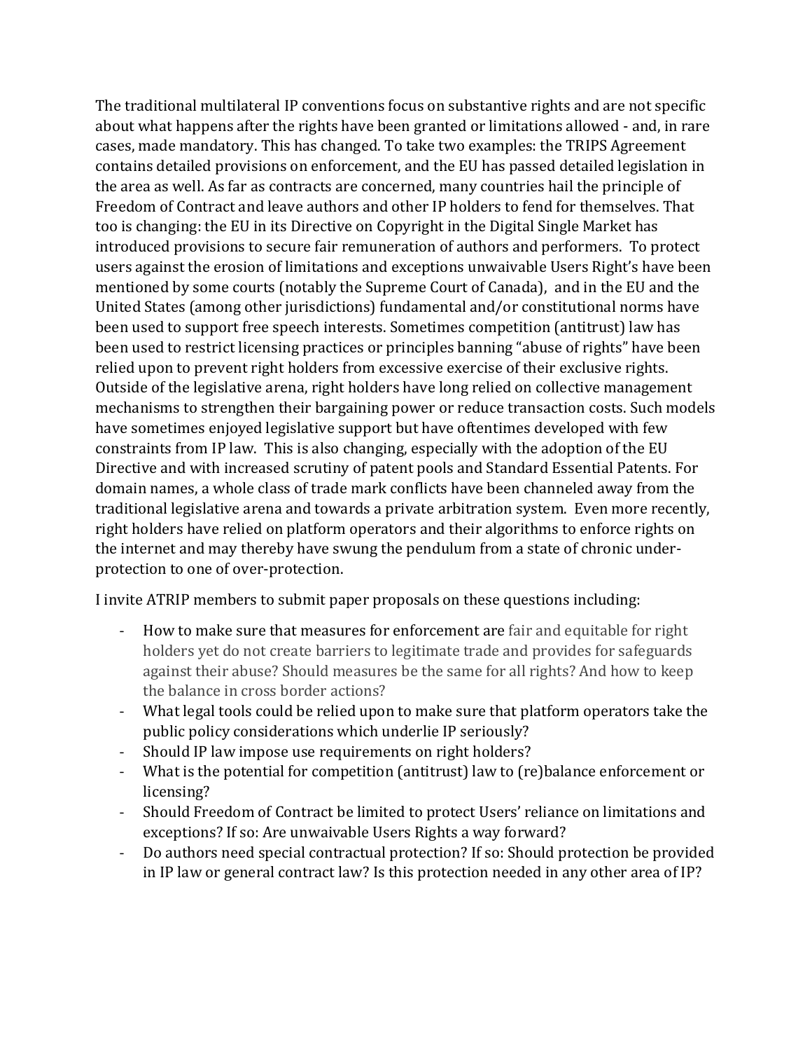The traditional multilateral IP conventions focus on substantive rights and are not specific about what happens after the rights have been granted or limitations allowed - and, in rare cases, made mandatory. This has changed. To take two examples: the TRIPS Agreement contains detailed provisions on enforcement, and the EU has passed detailed legislation in the area as well. As far as contracts are concerned, many countries hail the principle of Freedom of Contract and leave authors and other IP holders to fend for themselves. That too is changing: the EU in its Directive on Copyright in the Digital Single Market has introduced provisions to secure fair remuneration of authors and performers. To protect users against the erosion of limitations and exceptions unwaivable Users Right's have been mentioned by some courts (notably the Supreme Court of Canada), and in the EU and the United States (among other jurisdictions) fundamental and/or constitutional norms have been used to support free speech interests. Sometimes competition (antitrust) law has been used to restrict licensing practices or principles banning "abuse of rights" have been relied upon to prevent right holders from excessive exercise of their exclusive rights. Outside of the legislative arena, right holders have long relied on collective management mechanisms to strengthen their bargaining power or reduce transaction costs. Such models have sometimes enjoyed legislative support but have oftentimes developed with few constraints from IP law. This is also changing, especially with the adoption of the EU Directive and with increased scrutiny of patent pools and Standard Essential Patents. For domain names, a whole class of trade mark conflicts have been channeled away from the traditional legislative arena and towards a private arbitration system. Even more recently, right holders have relied on platform operators and their algorithms to enforce rights on the internet and may thereby have swung the pendulum from a state of chronic under-protection to one of over-protection.

I invite ATRIP members to submit paper proposals on these questions including:

- How to make sure that measures for enforcement are fair and equitable for right holders yet do not create barriers to legitimate trade and provides for safeguards against their abuse? Should measures be the same for all rights? And how to keep the balance in cross border actions?
- What legal tools could be relied upon to make sure that platform operators take the public policy considerations which underlie IP seriously?
- Should IP law impose use requirements on right holders?
- What is the potential for competition (antitrust) law to (re)balance enforcement or licensing?
- Should Freedom of Contract be limited to protect Users' reliance on limitations and exceptions? If so: Are unwaivable Users Rights a way forward?
- Do authors need special contractual protection? If so: Should protection be provided in IP law or general contract law? Is this protection needed in any other area of IP?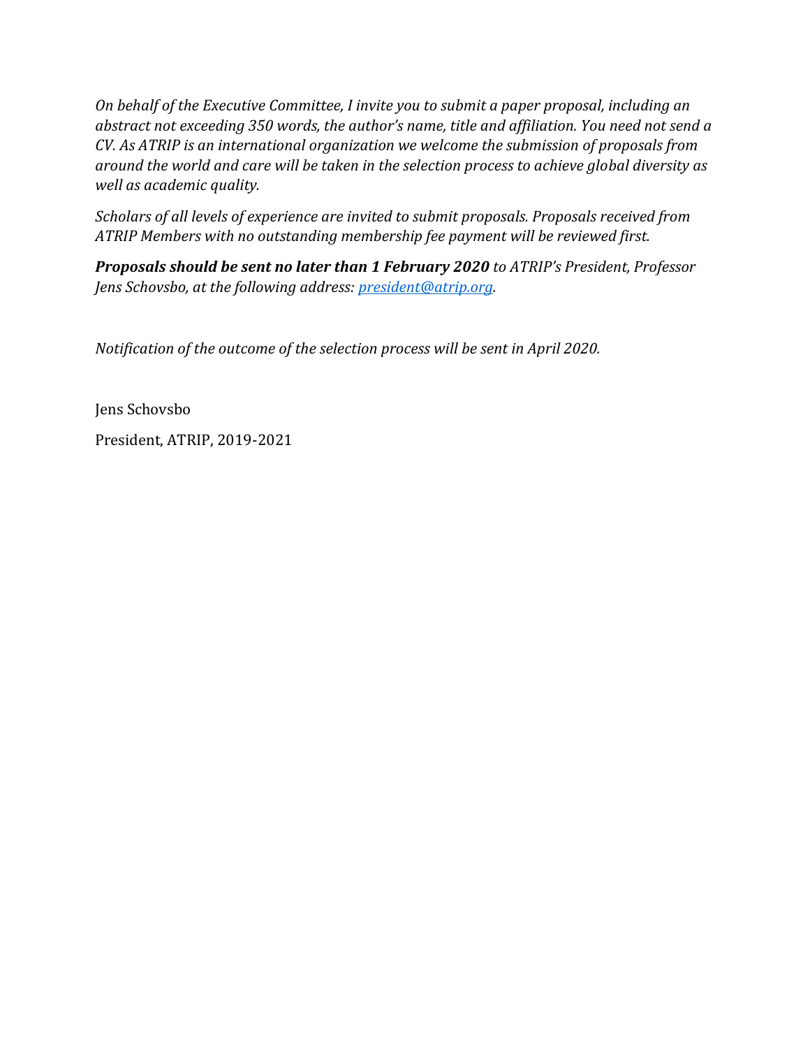*On behalf of the Executive Committee, I invite you to submit a paper proposal, including an abstract not exceeding 350 words, the author's name, title and affiliation. You need not send a CV. As ATRIP is an international organization we welcome the submission of proposals from around the world and care will be taken in the selection process to achieve global diversity as well as academic quality.*

*Scholars of all levels of experience are invited to submit proposals. Proposals received from ATRIP Members with no outstanding membership fee payment will be reviewed first.*

***Proposals should be sent no later than 1 February 2020*** *to ATRIP's President, Professor Jens Schovsbo, at the following address: [president@atrip.org](mailto:president@atrip.org).*

*Notification of the outcome of the selection process will be sent in April 2020.*

Jens Schovsbo

President, ATRIP, 2019-2021